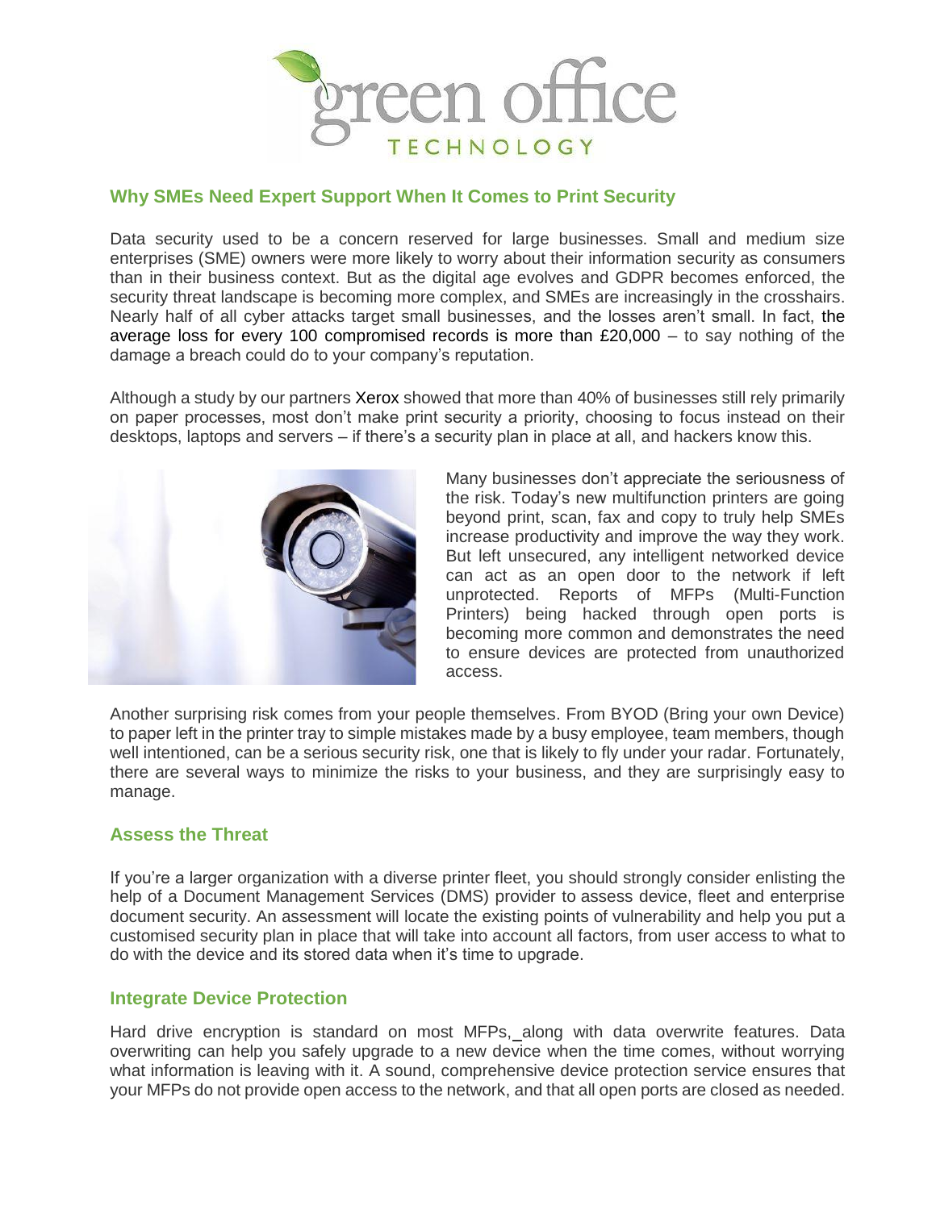## Why SMEs Need Expert Support When It Comes to Print Security

Data security used to be a concern reserved for large businesses. Small and medium size enterprises (SME) owners were more likely to worry about their information security as consumers than in their business context. But as the digital age evolves and GDPR becomes enforced, the security threat landscape is becoming more complex, and SMEs are increasingly in the crosshairs. Nearly half of all cyber attacks target small businesses, and the losses aren't small. In fact, the average loss for every 100 compromised records is more than £20,000 – to say nothing of the damage a breach could do to your company's reputation.

Although a study by our partners Xerox showed that more than 40% of businesses still rely primarily on paper processes, most don't make print security a priority, choosing to focus instead on their desktops, laptops and servers – if there's a security plan in place at all, and hackers know this.

Many businesses don't appreciate the seriousness of the risk. Today's new multifunction printers are going beyond print, scan, fax and copy to truly help SMEs increase productivity and improve the way they work. But left unsecured, any intelligent networked device can act as an open door to the network if left unprotected. Reports of MFPs (Multi-Function Printers) being hacked through open ports is becoming more common and demonstrates the need to ensure devices are protected from unauthorized access.

Another surprising risk comes from your people themselves. From BYOD (Bring your own Device) to paper left in the printer tray to simple mistakes made by a busy employee, team members, though well intentioned, can be a serious security risk, one that is likely to fly under your radar. Fortunately, there are several ways to minimize the risks to your business, and they are surprisingly easy to manage.

### Assess the Threat

If you're a larger organization with a diverse printer fleet, you should strongly consider enlisting the help of a Document Management Services (DMS) provider to assess device, fleet and enterprise document security. An assessment will locate the existing points of vulnerability and help you put a customised security plan in place that will take into account all factors, from user access to what to do with the device and its stored data when it's time to upgrade.

### Integrate Device Protection

Hard drive encryption is standard on most MFPs, along with data overwrite features. Data overwriting can help you safely upgrade to a new device when the time comes, without worrying what information is leaving with it. A sound, comprehensive device protection service ensures that your MFPs do not provide open access to the network, and that all open ports are closed as needed.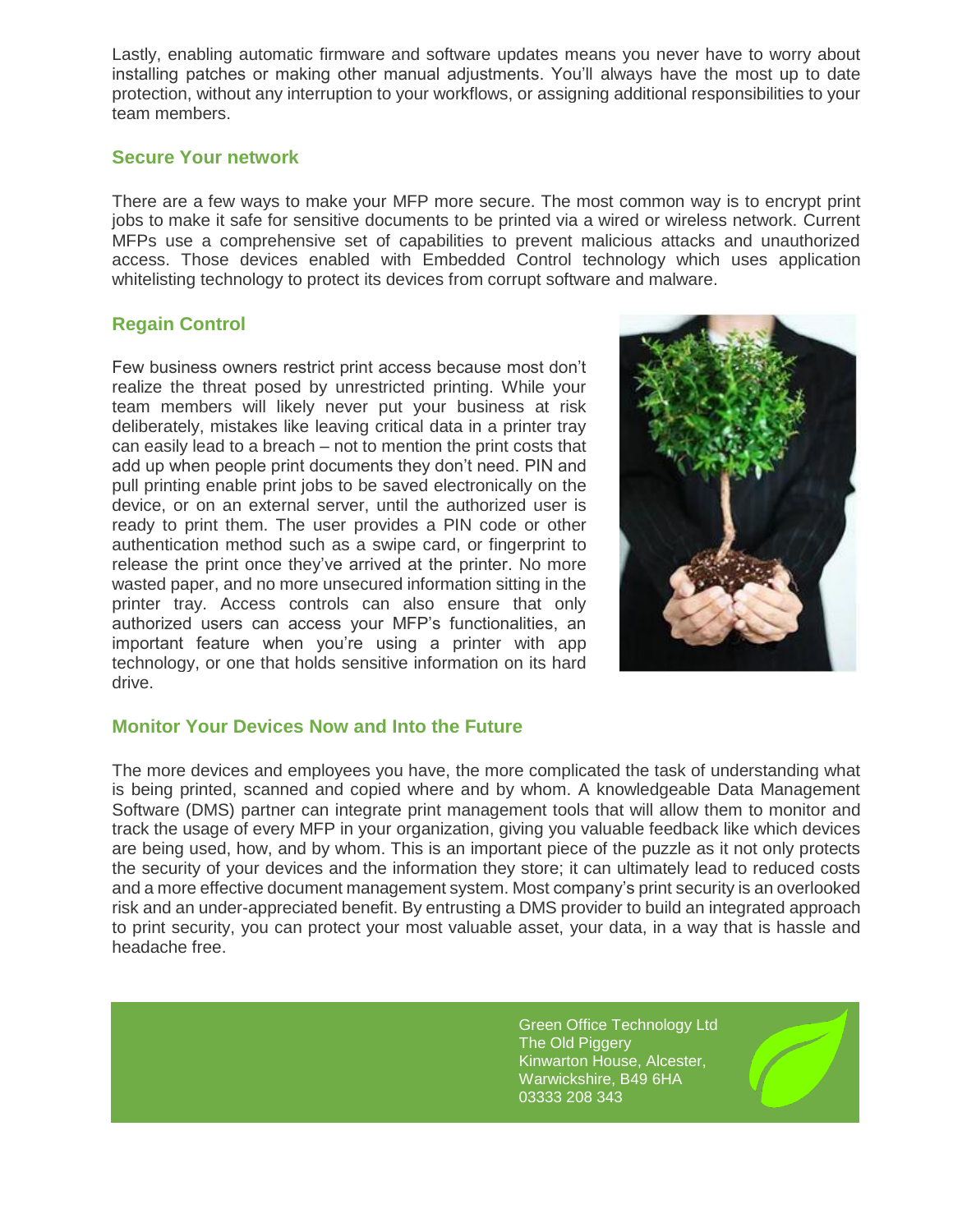Lastly, enabling automatic firmware and software updates means you never have to worry about installing patches or making other manual adjustments. You'll always have the most up to date protection, without any interruption to your workflows, or assigning additional responsibilities to your team members.

## Secure Your network

There are a few ways to make your MFP more secure. The most common way is to encrypt print jobs to make it safe for sensitive documents to be printed via a wired or wireless network. Current MFPs use a comprehensive set of capabilities to prevent malicious attacks and unauthorized access. Those devices enabled with Embedded Control technology which uses application whitelisting technology to protect its devices from corrupt software and malware.

## Regain Control

Few business owners restrict print access because most don't realize the threat posed by unrestricted printing. While your team members will likely never put your business at risk deliberately, mistakes like leaving critical data in a printer tray can easily lead to a breach – not to mention the print costs that add up when people print documents they don't need. PIN and pull printing enable print jobs to be saved electronically on the device, or on an external server, until the authorized user is ready to print them. The user provides a PIN code or other authentication method such as a swipe card, or fingerprint to release the print once they've arrived at the printer. No more wasted paper, and no more unsecured information sitting in the printer tray. Access controls can also ensure that only authorized users can access your MFP's functionalities, an important feature when you're using a printer with app technology, or one that holds sensitive information on its hard drive.

## Monitor Your Devices Now and Into the Future

The more devices and employees you have, the more complicated the task of understanding what is being printed, scanned and copied where and by whom. A knowledgeable Data Management Software (DMS) partner can integrate print management tools that will allow them to monitor and track the usage of every MFP in your organization, giving you valuable feedback like which devices are being used, how, and by whom. This is an important piece of the puzzle as it not only protects the security of your devices and the information they store; it can ultimately lead to reduced costs and a more effective document management system. Most company's print security is an overlooked risk and an under-appreciated benefit. By entrusting a DMS provider to build an integrated approach to print security, you can protect your most valuable asset, your data, in a way that is hassle and headache free.

Green Office Technology Ltd
The Old Piggery
Kinwarton House, Alcester,
Warwickshire, B49 6HA
03333 208 343